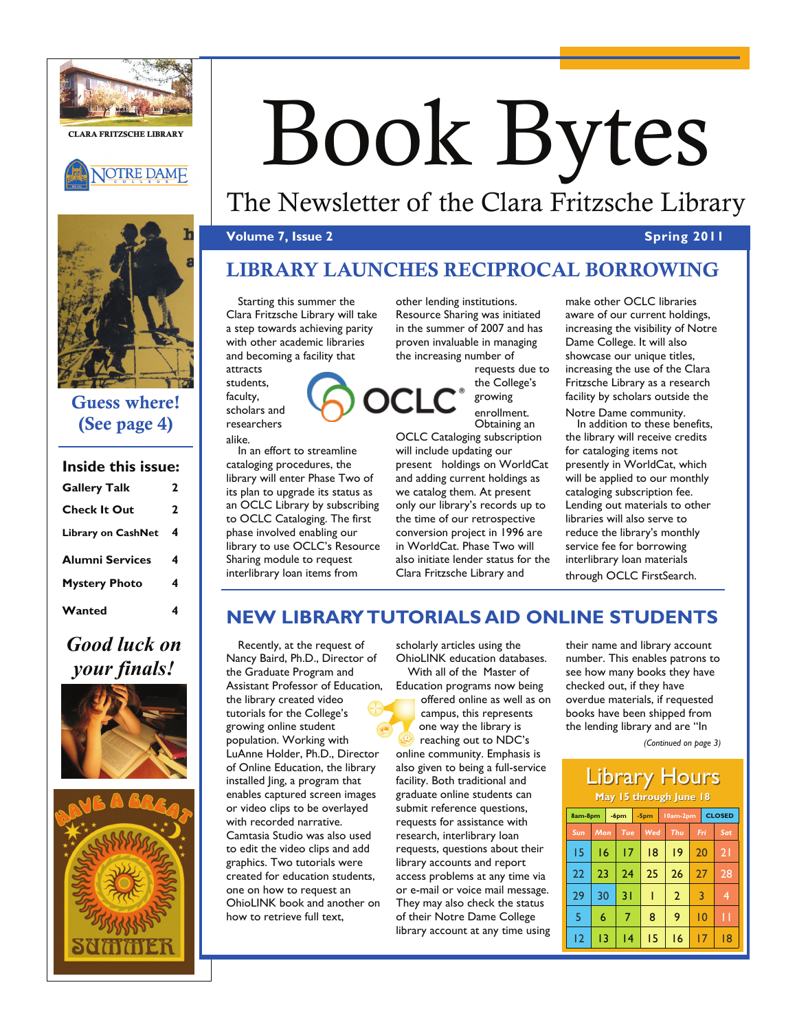CLARA FRITZSCHE LIBRARY

NOTRE DAME COLLEGE

# Book Bytes

## The Newsletter of the Clara Fritzsche Library

**Volume 7, Issue 2** **Spring 2011**

**Guess where! (See page 4)**

### Inside this issue:

| | |
|---|---|
| Gallery Talk | 2 |
| Check It Out | 2 |
| Library on CashNet | 4 |
| Alumni Services | 4 |
| Mystery Photo | 4 |
| Wanted | 4 |

*Good luck on your finals!*

HAVE A GREAT SUMMER

## LIBRARY LAUNCHES RECIPROCAL BORROWING

Starting this summer the Clara Fritzsche Library will take a step towards achieving parity with other academic libraries and becoming a facility that attracts students, faculty, scholars and researchers alike.

In an effort to streamline cataloging procedures, the library will enter Phase Two of its plan to upgrade its status as an OCLC Library by subscribing to OCLC Cataloging. The first phase involved enabling our library to use OCLC's Resource Sharing module to request interlibrary loan items from other lending institutions. Resource Sharing was initiated in the summer of 2007 and has proven invaluable in managing the increasing number of requests due to the College's growing enrollment.

Obtaining an OCLC Cataloging subscription will include updating our present holdings on WorldCat and adding current holdings as we catalog them. At present only our library's records up to the time of our retrospective conversion project in 1996 are in WorldCat. Phase Two will also initiate lender status for the Clara Fritzsche Library and make other OCLC libraries aware of our current holdings, increasing the visibility of Notre Dame College. It will also showcase our unique titles, increasing the use of the Clara Fritzsche Library as a research facility by scholars outside the Notre Dame community.

In addition to these benefits, the library will receive credits for cataloging items not presently in WorldCat, which will be applied to our monthly cataloging subscription fee. Lending out materials to other libraries will also serve to reduce the library's monthly service fee for borrowing interlibrary loan materials through OCLC FirstSearch.

## NEW LIBRARY TUTORIALS AID ONLINE STUDENTS

Recently, at the request of Nancy Baird, Ph.D., Director of the Graduate Program and Assistant Professor of Education, the library created video tutorials for the College's growing online student population. Working with LuAnne Holder, Ph.D., Director of Online Education, the library installed Jing, a program that enables captured screen images or video clips to be overlayed with recorded narrative. Camtasia Studio was also used to edit the video clips and add graphics. Two tutorials were created for education students, one on how to request an OhioLINK book and another on how to retrieve full text, scholarly articles using the OhioLINK education databases.

With all of the Master of Education programs now being offered online as well as on campus, this represents one way the library is reaching out to NDC's online community. Emphasis is also given to being a full-service facility. Both traditional and graduate online students can submit reference questions, requests for assistance with research, interlibrary loan requests, questions about their library accounts and report access problems at any time via or e-mail or voice mail message. They may also check the status of their Notre Dame College library account at any time using their name and library account number. This enables patrons to see how many books they have checked out, if they have overdue materials, if requested books have been shipped from the lending library and are "In

*(Continued on page 3)*

### Library Hours

**May 15 through June 18**

8am-8pm | -6pm | -5pm | 10am-2pm | CLOSED

| Sun | Mon | Tue | Wed | Thu | Fri | Sat |
|---|---|---|---|---|---|---|
| 15 | 16 | 17 | 18 | 19 | 20 | 21 |
| 22 | 23 | 24 | 25 | 26 | 27 | 28 |
| 29 | 30 | 31 | 1 | 2 | 3 | 4 |
| 5 | 6 | 7 | 8 | 9 | 10 | 11 |
| 12 | 13 | 14 | 15 | 16 | 17 | 18 |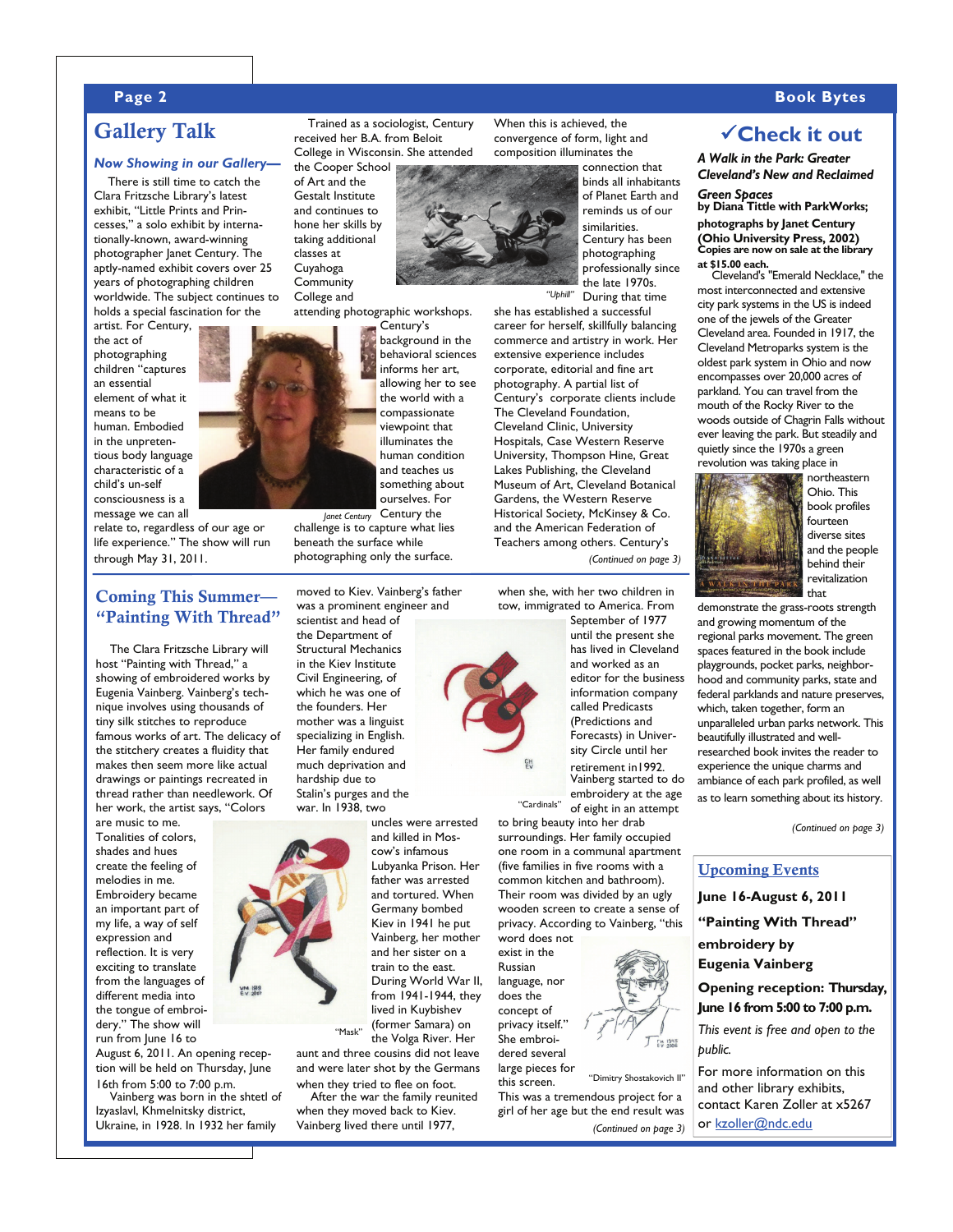## Gallery Talk

### *Now Showing in our Gallery—*

There is still time to catch the Clara Fritzsche Library's latest exhibit, "Little Prints and Princesses," a solo exhibit by internationally-known, award-winning photographer Janet Century. The aptly-named exhibit covers over 25 years of photographing children worldwide. The subject continues to holds a special fascination for the artist. For Century, the act of photographing children "captures an essential element of what it means to be human. Embodied in the unpretentious body language characteristic of a child's un-self consciousness is a message we can all relate to, regardless of our age or life experience." The show will run through May 31, 2011.

*Janet Century*

Trained as a sociologist, Century received her B.A. from Beloit College in Wisconsin. She attended the Cooper School of Art and the Gestalt Institute and continues to hone her skills by taking additional classes at Cuyahoga Community College and attending photographic workshops. Century's background in the behavioral sciences informs her art, allowing her to see the world with a compassionate viewpoint that illuminates the human condition and teaches us something about ourselves. For Century the challenge is to capture what lies beneath the surface while photographing only the surface.

When this is achieved, the convergence of form, light and composition illuminates the connection that binds all inhabitants of Planet Earth and reminds us of our similarities. Century has been photographing professionally since the late 1970s. During that time she has established a successful career for herself, skillfully balancing commerce and artistry in work. Her extensive experience includes corporate, editorial and fine art photography. A partial list of Century's corporate clients include The Cleveland Foundation, Cleveland Clinic, University Hospitals, Case Western Reserve University, Thompson Hine, Great Lakes Publishing, the Cleveland Museum of Art, Cleveland Botanical Gardens, the Western Reserve Historical Society, McKinsey & Co. and the American Federation of Teachers among others. Century's

*"Uphill"*

*(Continued on page 3)*

## Coming This Summer— "Painting With Thread"

The Clara Fritzsche Library will host "Painting with Thread," a showing of embroidered works by Eugenia Vainberg. Vainberg's technique involves using thousands of tiny silk stitches to reproduce famous works of art. The delicacy of the stitchery creates a fluidity that makes then seem more like actual drawings or paintings recreated in thread rather than needlework. Of her work, the artist says, "Colors are music to me. Tonalities of colors, shades and hues create the feeling of melodies in me. Embroidery became an important part of my life, a way of self expression and reflection. It is very exciting to translate from the languages of different media into the tongue of embroidery." The show will run from June 16 to August 6, 2011. An opening reception will be held on Thursday, June 16th from 5:00 to 7:00 p.m.

Vainberg was born in the shtetl of Izyaslavl, Khmelnitsky district, Ukraine, in 1928. In 1932 her family moved to Kiev. Vainberg's father was a prominent engineer and scientist and head of the Department of Structural Mechanics in the Kiev Institute Civil Engineering, of which he was one of the founders. Her mother was a linguist specializing in English. Her family endured much deprivation and hardship due to Stalin's purges and the war. In 1938, two uncles were arrested and killed in Moscow's infamous Lubyanka Prison. Her father was arrested and tortured. When Germany bombed Kiev in 1941 he put Vainberg, her mother and her sister on a train to the east. During World War II, from 1941-1944, they lived in Kuybishev (former Samara) on the Volga River. Her aunt and three cousins did not leave and were later shot by the Germans when they tried to flee on foot.

"Mask"

After the war the family reunited when they moved back to Kiev. Vainberg lived there until 1977, when she, with her two children in tow, immigrated to America. From September of 1977 until the present she has lived in Cleveland and worked as an editor for the business information company called Predicasts (Predictions and Forecasts) in University Circle until her retirement in1992.

"Cardinals"

Vainberg started to do embroidery at the age of eight in an attempt to bring beauty into her drab surroundings. Her family occupied one room in a communal apartment (five families in five rooms with a common kitchen and bathroom). Their room was divided by an ugly wooden screen to create a sense of privacy. According to Vainberg, "this word does not exist in the Russian language, nor does the concept of privacy itself." She embroidered several large pieces for this screen. This was a tremendous project for a girl of her age but the end result was

"Dimitry Shostakovich II"

*(Continued on page 3)*

## ✓Check it out

***A Walk in the Park: Greater Cleveland's New and Reclaimed Green Spaces***

**by Diana Tittle with ParkWorks; photographs by Janet Century (Ohio University Press, 2002)**

**Copies are now on sale at the library at $15.00 each.**

Cleveland's "Emerald Necklace," the most interconnected and extensive city park systems in the US is indeed one of the jewels of the Greater Cleveland area. Founded in 1917, the Cleveland Metroparks system is the oldest park system in Ohio and now encompasses over 20,000 acres of parkland. You can travel from the mouth of the Rocky River to the woods outside of Chagrin Falls without ever leaving the park. But steadily and quietly since the 1970s a green revolution was taking place in northeastern Ohio. This book profiles fourteen diverse sites and the people behind their revitalization that demonstrate the grass-roots strength and growing momentum of the regional parks movement. The green spaces featured in the book include playgrounds, pocket parks, neighborhood and community parks, state and federal parklands and nature preserves, which, taken together, form an unparalleled urban parks network. This beautifully illustrated and well-researched book invites the reader to experience the unique charms and ambiance of each park profiled, as well as to learn something about its history.

*(Continued on page 3)*

## Upcoming Events

**June 16-August 6, 2011**

**"Painting With Thread" embroidery by Eugenia Vainberg**

**Opening reception: Thursday, June 16 from 5:00 to 7:00 p.m.**

*This event is free and open to the public.*

For more information on this and other library exhibits, contact Karen Zoller at x5267 or kzoller@ndc.edu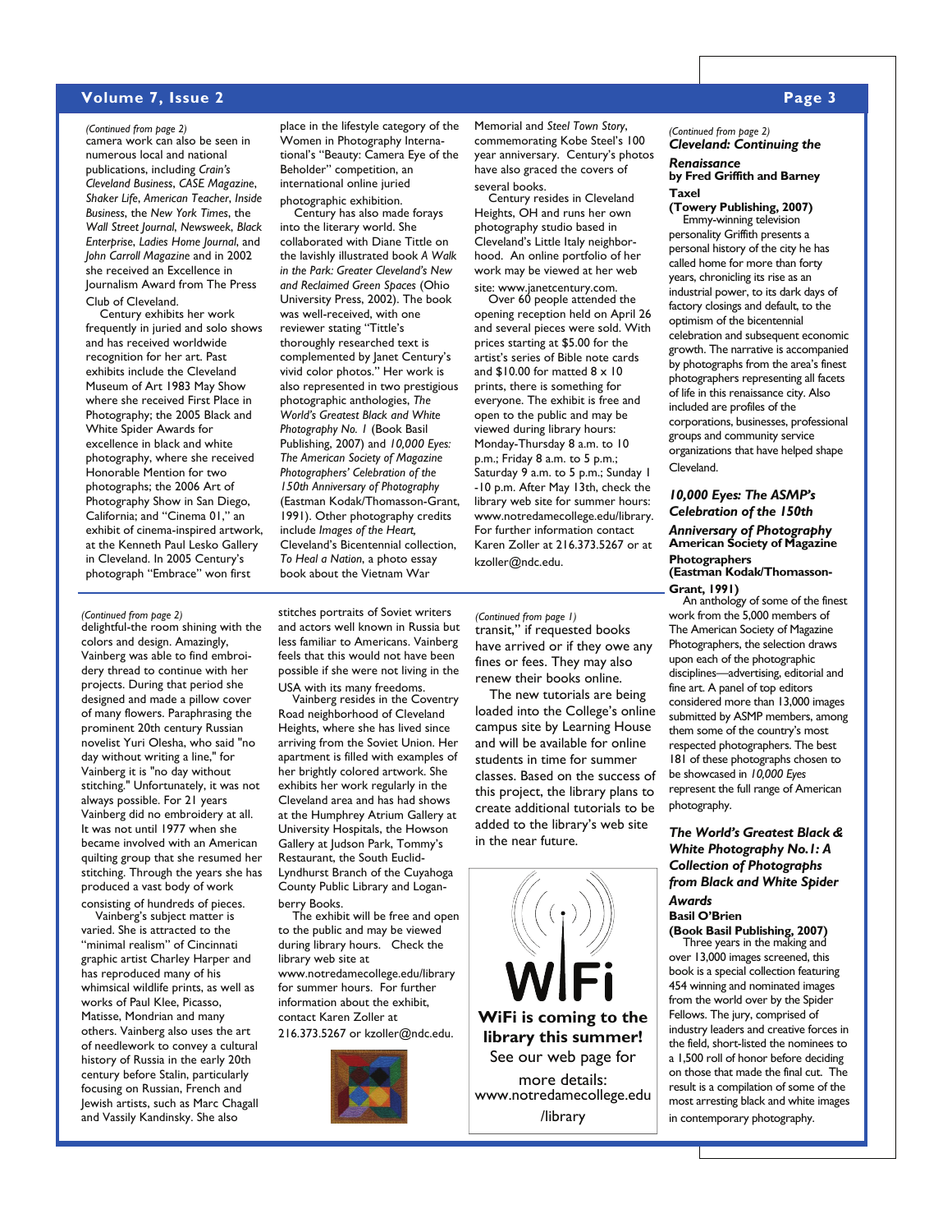*(Continued from page 2)*
camera work can also be seen in numerous local and national publications, including *Crain's Cleveland Business*, *CASE Magazine*, *Shaker Life*, *American Teacher*, *Inside Business*, the *New York Times*, the *Wall Street Journal*, *Newsweek*, *Black Enterprise*, *Ladies Home Journal*, and *John Carroll Magazine* and in 2002 she received an Excellence in Journalism Award from The Press Club of Cleveland.

Century exhibits her work frequently in juried and solo shows and has received worldwide recognition for her art. Past exhibits include the Cleveland Museum of Art 1983 May Show where she received First Place in Photography; the 2005 Black and White Spider Awards for excellence in black and white photography, where she received Honorable Mention for two photographs; the 2006 Art of Photography Show in San Diego, California; and "Cinema 01," an exhibit of cinema-inspired artwork, at the Kenneth Paul Lesko Gallery in Cleveland. In 2005 Century's photograph "Embrace" won first place in the lifestyle category of the Women in Photography International's "Beauty: Camera Eye of the Beholder" competition, an international online juried photographic exhibition.

Century has also made forays into the literary world. She collaborated with Diane Tittle on the lavishly illustrated book *A Walk in the Park: Greater Cleveland's New and Reclaimed Green Spaces* (Ohio University Press, 2002). The book was well-received, with one reviewer stating "Tittle's thoroughly researched text is complemented by Janet Century's vivid color photos." Her work is also represented in two prestigious photographic anthologies, *The World's Greatest Black and White Photography No. 1* (Book Basil Publishing, 2007) and *10,000 Eyes: The American Society of Magazine Photographers' Celebration of the 150th Anniversary of Photography* (Eastman Kodak/Thomsson-Grant, 1991). Other photography credits include *Images of the Heart,* Cleveland's Bicentennial collection, *To Heal a Nation*, a photo essay book about the Vietnam War Memorial and *Steel Town Story*, commemorating Kobe Steel's 100 year anniversary. Century's photos have also graced the covers of several books.

Century resides in Cleveland Heights, OH and runs her own photography studio based in Cleveland's Little Italy neighborhood. An online portfolio of her work may be viewed at her web site: www.janetcentury.com.

Over 60 people attended the opening reception held on April 26 and several pieces were sold. With prices starting at $5.00 for the artist's series of Bible note cards and $10.00 for matted 8 x 10 prints, there is something for everyone. The exhibit is free and open to the public and may be viewed during library hours: Monday-Thursday 8 a.m. to 10 p.m.; Friday 8 a.m. to 5 p.m.; Saturday 9 a.m. to 5 p.m.; Sunday 1 -10 p.m. After May 13th, check the library web site for summer hours: www.notredamecollege.edu/library. For further information contact Karen Zoller at 216.373.5267 or at kzoller@ndc.edu.

---

*(Continued from page 2)*
delightful-the room shining with the colors and design. Amazingly, Vainberg was able to find embroidery thread to continue with her projects. During that period she designed and made a pillow cover of many flowers. Paraphrasing the prominent 20th century Russian novelist Yuri Olesha, who said "no day without writing a line," for Vainberg it is "no day without stitching." Unfortunately, it was not always possible. For 21 years Vainberg did no embroidery at all. It was not until 1977 when she became involved with an American quilting group that she resumed her stitching. Through the years she has produced a vast body of work consisting of hundreds of pieces.

Vainberg's subject matter is varied. She is attracted to the "minimal realism" of Cincinnati graphic artist Charley Harper and has reproduced many of his whimsical wildlife prints, as well as works of Paul Klee, Picasso, Matisse, Mondrian and many others. Vainberg also uses the art of needlework to convey a cultural history of Russia in the early 20th century before Stalin, particularly focusing on Russian, French and Jewish artists, such as Marc Chagall and Vassily Kandinsky. She also stitches portraits of Soviet writers and actors well known in Russia but less familiar to Americans. Vainberg feels that this would not have been possible if she were not living in the USA with its many freedoms.

Vainberg resides in the Coventry Road neighborhood of Cleveland Heights, where she has lived since arriving from the Soviet Union. Her apartment is filled with examples of her brightly colored artwork. She exhibits her work regularly in the Cleveland area and has had shows at the Humphrey Atrium Gallery at University Hospitals, the Howson Gallery at Judson Park, Tommy's Restaurant, the South Euclid-Lyndhurst Branch of the Cuyahoga County Public Library and Loganberry Books.

The exhibit will be free and open to the public and may be viewed during library hours. Check the library web site at www.notredamecollege.edu/library for summer hours. For further information about the exhibit, contact Karen Zoller at 216.373.5267 or kzoller@ndc.edu.

---

*(Continued from page 1)*
transit," if requested books have arrived or if they owe any fines or fees. They may also renew their books online.

The new tutorials are being loaded into the College's online campus site by Learning House and will be available for online students in time for summer classes. Based on the success of this project, the library plans to create additional tutorials to be added to the library's web site in the near future.

WiFi

**WiFi is coming to the library this summer!**
See our web page for more details:
www.notredamecollege.edu/library

---

*(Continued from page 2)*

### *Cleveland: Continuing the Renaissance*
**by Fred Griffith and Barney Taxel**
**(Towery Publishing, 2007)**

Emmy-winning television personality Griffith presents a personal history of the city he has called home for more than forty years, chronicling its rise as an industrial power, to its dark days of factory closings and default, to the optimism of the bicentennial celebration and subsequent economic growth. The narrative is accompanied by photographs from the area's finest photographers representing all facets of life in this renaissance city. Also included are profiles of the corporations, businesses, professional groups and community service organizations that have helped shape Cleveland.

### *10,000 Eyes: The ASMP's Celebration of the 150th Anniversary of Photography*
**American Society of Magazine Photographers**
**(Eastman Kodak/Thomsson-Grant, 1991)**

An anthology of some of the finest work from the 5,000 members of The American Society of Magazine Photographers, the selection draws upon each of the photographic disciplines—advertising, editorial and fine art. A panel of top editors considered more than 13,000 images submitted by ASMP members, among them some of the country's most respected photographers. The best 181 of these photographs chosen to be showcased in *10,000 Eyes* represent the full range of American photography.

### *The World's Greatest Black & White Photography No.1: A Collection of Photographs from Black and White Spider Awards*
**Basil O'Brien**
**(Book Basil Publishing, 2007)**

Three years in the making and over 13,000 images screened, this book is a special collection featuring 454 winning and nominated images from the world over by the Spider Fellows. The jury, comprised of industry leaders and creative forces in the field, short-listed the nominees to a 1,500 roll of honor before deciding on those that made the final cut. The result is a compilation of some of the most arresting black and white images in contemporary photography.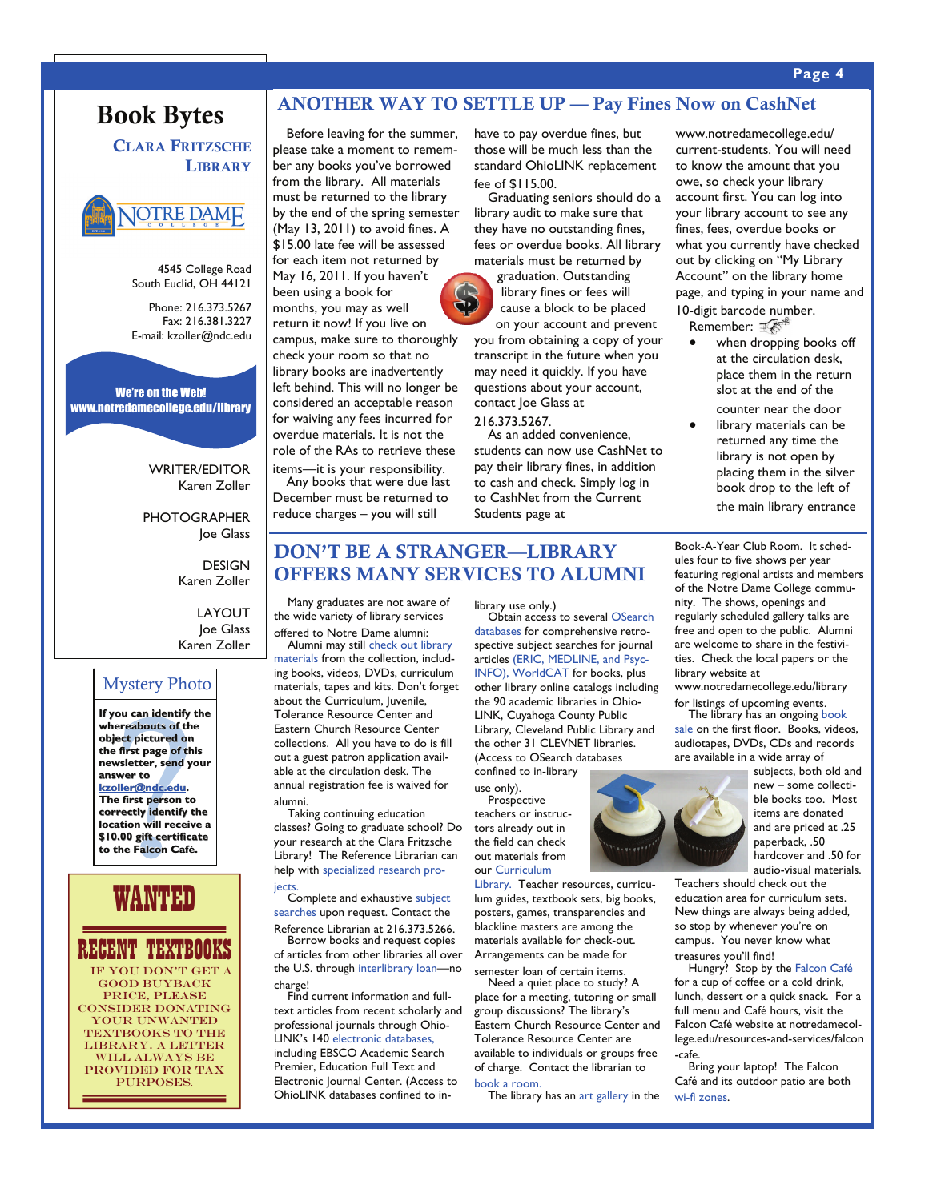# Book Bytes

## Clara Fritzsche Library

Notre Dame College

4545 College Road
South Euclid, OH 44121

Phone: 216.373.5267
Fax: 216.381.3227
E-mail: kzoller@ndc.edu

**We're on the Web!**
**www.notredamecollege.edu/library**

WRITER/EDITOR
Karen Zoller

PHOTOGRAPHER
Joe Glass

DESIGN
Karen Zoller

LAYOUT
Joe Glass
Karen Zoller

## Mystery Photo

**If you can identify the whereabouts of the object pictured on the first page of this newsletter, send your answer to kzoller@ndc.edu. The first person to correctly identify the location will receive a $10.00 gift certificate to the Falcon Café.**

## WANTED

## RECENT TEXTBOOKS

IF YOU DON'T GET A GOOD BUYBACK PRICE, PLEASE CONSIDER DONATING YOUR UNWANTED TEXTBOOKS TO THE LIBRARY. A LETTER WILL ALWAYS BE PROVIDED FOR TAX PURPOSES.

## ANOTHER WAY TO SETTLE UP — Pay Fines Now on CashNet

Before leaving for the summer, please take a moment to remember any books you've borrowed from the library. All materials must be returned to the library by the end of the spring semester (May 13, 2011) to avoid fines. A $15.00 late fee will be assessed for each item not returned by May 16, 2011. If you haven't been using a book for months, you may as well return it now! If you live on campus, make sure to thoroughly check your room so that no library books are inadvertently left behind. This will no longer be considered an acceptable reason for waiving any fees incurred for overdue materials. It is not the role of the RAs to retrieve these items—it is your responsibility.

Any books that were due last December must be returned to reduce charges – you will still have to pay overdue fines, but those will be much less than the standard OhioLINK replacement fee of $115.00.

Graduating seniors should do a library audit to make sure that they have no outstanding fines, fees or overdue books. All library materials must be returned by graduation. Outstanding library fines or fees will cause a block to be placed on your account and prevent you from obtaining a copy of your transcript in the future when you may need it quickly. If you have questions about your account, contact Joe Glass at 216.373.5267.

As an added convenience, students can now use CashNet to pay their library fines, in addition to cash and check. Simply log in to CashNet from the Current Students page at www.notredamecollege.edu/current-students. You will need to know the amount that you owe, so check your library account first. You can log into your library account to see any fines, fees, overdue books or what you currently have checked out by clicking on "My Library Account" on the library home page, and typing in your name and 10-digit barcode number.

Remember:

- when dropping books off at the circulation desk, place them in the return slot at the end of the counter near the door
- library materials can be returned any time the library is not open by placing them in the silver book drop to the left of the main library entrance

## DON'T BE A STRANGER—LIBRARY OFFERS MANY SERVICES TO ALUMNI

Many graduates are not aware of the wide variety of library services offered to Notre Dame alumni:

Alumni may still check out library materials from the collection, including books, videos, DVDs, curriculum materials, tapes and kits. Don't forget about the Curriculum, Juvenile, Tolerance Resource Center and Eastern Church Resource Center collections. All you have to do is fill out a guest patron application available at the circulation desk. The annual registration fee is waived for alumni.

Taking continuing education classes? Going to graduate school? Do your research at the Clara Fritzsche Library! The Reference Librarian can help with specialized research projects.

Complete and exhaustive subject searches upon request. Contact the Reference Librarian at 216.373.5266.

Borrow books and request copies of articles from other libraries all over the U.S. through interlibrary loan—no charge!

Find current information and full-text articles from recent scholarly and professional journals through OhioLINK's 140 electronic databases, including EBSCO Academic Search Premier, Education Full Text and Electronic Journal Center. (Access to OhioLINK databases confined to in-library use only.)

Obtain access to several OSearch databases for comprehensive retrospective subject searches for journal articles (ERIC, MEDLINE, and PsycINFO), WorldCAT for books, plus other library online catalogs including the 90 academic libraries in OhioLINK, Cuyahoga County Public Library, Cleveland Public Library and the other 31 CLEVNET libraries. (Access to OSearch databases confined to in-library use only).

Prospective teachers or instructors already out in the field can check out materials from our Curriculum Library. Teacher resources, curriculum guides, textbook sets, big books, posters, games, transparencies and blackline masters are among the materials available for check-out. Arrangements can be made for semester loan of certain items.

Need a quiet place to study? A place for a meeting, tutoring or small group discussions? The library's Eastern Church Resource Center and Tolerance Resource Center are available to individuals or groups free of charge. Contact the librarian to book a room.

The library has an art gallery in the Book-A-Year Club Room. It schedules four to five shows per year featuring regional artists and members of the Notre Dame College community. The shows, openings and regularly scheduled gallery talks are free and open to the public. Alumni are welcome to share in the festivities. Check the local papers or the library website at www.notredamecollege.edu/library for listings of upcoming events.

The library has an ongoing book sale on the first floor. Books, videos, audiotapes, DVDs, CDs and records are available in a wide array of subjects, both old and new – some collectible books too. Most items are donated and are priced at .25 paperback, .50 hardcover and .50 for audio-visual materials. Teachers should check out the education area for curriculum sets. New things are always being added, so stop by whenever you're on campus. You never know what treasures you'll find!

Hungry? Stop by the Falcon Café for a cup of coffee or a cold drink, lunch, dessert or a quick snack. For a full menu and Café hours, visit the Falcon Café website at notredamecollege.edu/resources-and-services/falcon-cafe.

Bring your laptop! The Falcon Café and its outdoor patio are both wi-fi zones.